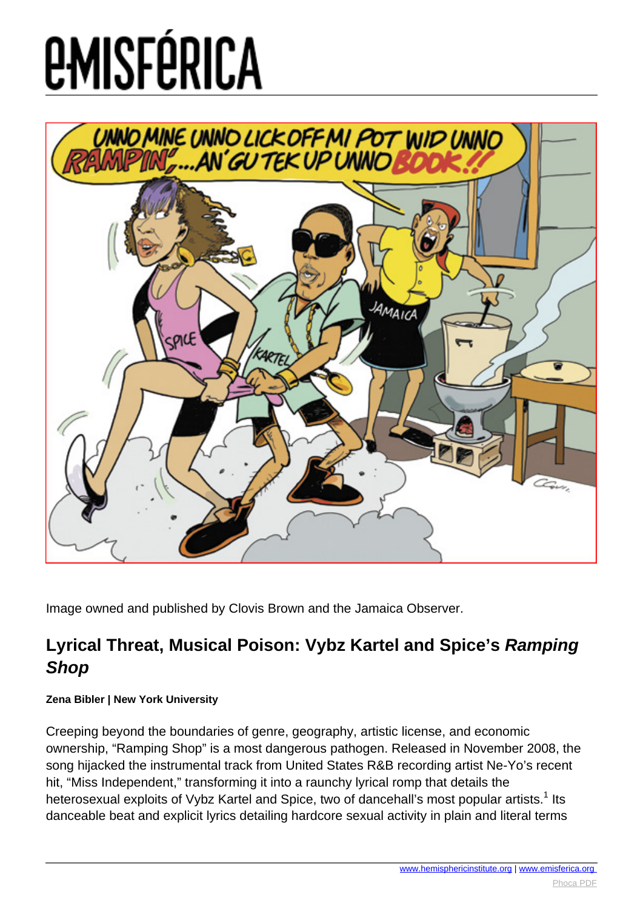# e-MISFÉRICA

Image owned and published by Clovis Brown and the Jamaica Observer.

## Lyrical Threat, Musical Poison: Vybz Kartel and Spice's *Ramping Shop*

**Zena Bibler | New York University**

Creeping beyond the boundaries of genre, geography, artistic license, and economic ownership, "Ramping Shop" is a most dangerous pathogen. Released in November 2008, the song hijacked the instrumental track from United States R&B recording artist Ne-Yo's recent hit, "Miss Independent," transforming it into a raunchy lyrical romp that details the heterosexual exploits of Vybz Kartel and Spice, two of dancehall's most popular artists.[1] Its danceable beat and explicit lyrics detailing hardcore sexual activity in plain and literal terms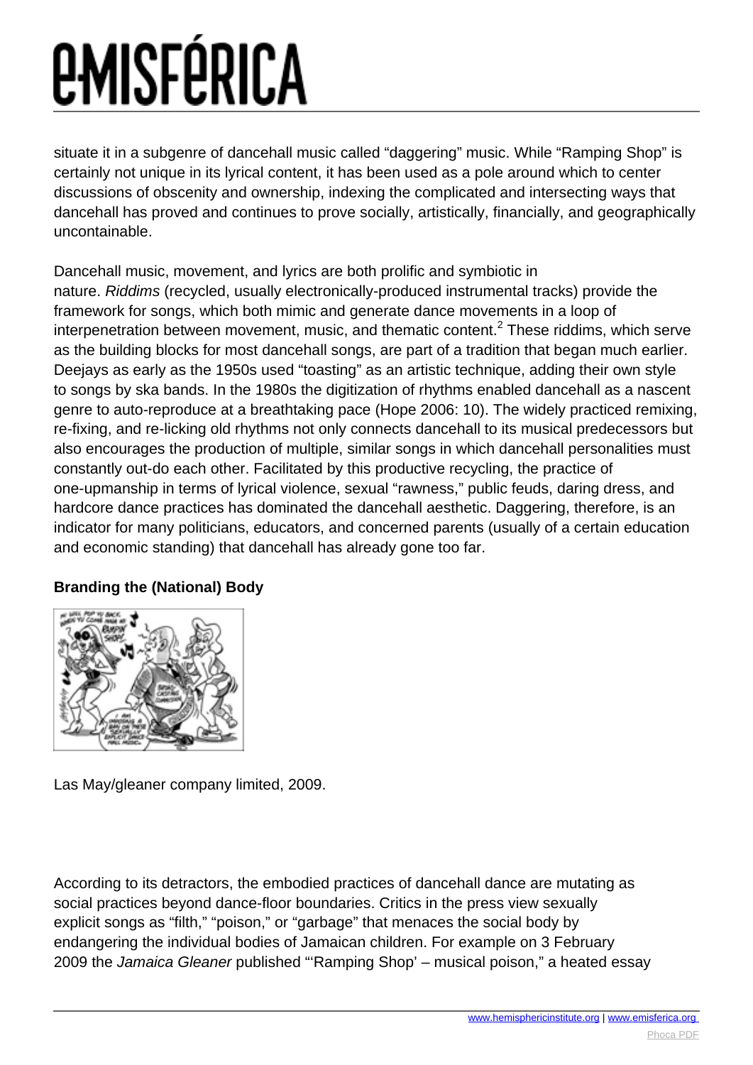situate it in a subgenre of dancehall music called "daggering" music. While "Ramping Shop" is certainly not unique in its lyrical content, it has been used as a pole around which to center discussions of obscenity and ownership, indexing the complicated and intersecting ways that dancehall has proved and continues to prove socially, artistically, financially, and geographically uncontainable.

Dancehall music, movement, and lyrics are both prolific and symbiotic in nature. *Riddims* (recycled, usually electronically-produced instrumental tracks) provide the framework for songs, which both mimic and generate dance movements in a loop of interpenetration between movement, music, and thematic content.[2] These riddims, which serve as the building blocks for most dancehall songs, are part of a tradition that began much earlier. Deejays as early as the 1950s used "toasting" as an artistic technique, adding their own style to songs by ska bands. In the 1980s the digitization of rhythms enabled dancehall as a nascent genre to auto-reproduce at a breathtaking pace (Hope 2006: 10). The widely practiced remixing, re-fixing, and re-licking old rhythms not only connects dancehall to its musical predecessors but also encourages the production of multiple, similar songs in which dancehall personalities must constantly out-do each other. Facilitated by this productive recycling, the practice of one-upmanship in terms of lyrical violence, sexual "rawness," public feuds, daring dress, and hardcore dance practices has dominated the dancehall aesthetic. Daggering, therefore, is an indicator for many politicians, educators, and concerned parents (usually of a certain education and economic standing) that dancehall has already gone too far.

**Branding the (National) Body**

Las May/gleaner company limited, 2009.

According to its detractors, the embodied practices of dancehall dance are mutating as social practices beyond dance-floor boundaries. Critics in the press view sexually explicit songs as "filth," "poison," or "garbage" that menaces the social body by endangering the individual bodies of Jamaican children. For example on 3 February 2009 the *Jamaica Gleaner* published "'Ramping Shop' – musical poison," a heated essay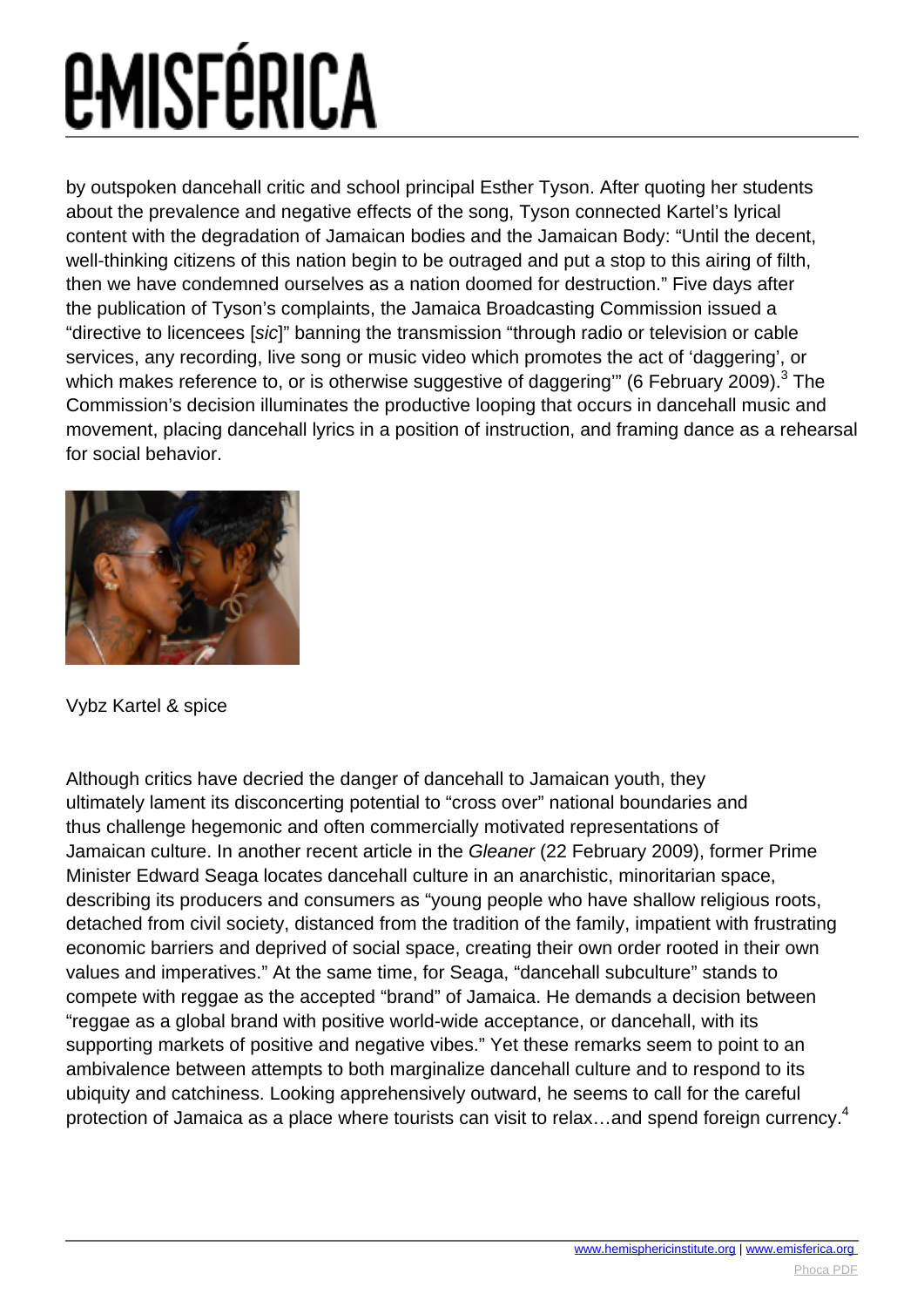by outspoken dancehall critic and school principal Esther Tyson. After quoting her students about the prevalence and negative effects of the song, Tyson connected Kartel's lyrical content with the degradation of Jamaican bodies and the Jamaican Body: "Until the decent, well-thinking citizens of this nation begin to be outraged and put a stop to this airing of filth, then we have condemned ourselves as a nation doomed for destruction." Five days after the publication of Tyson's complaints, the Jamaica Broadcasting Commission issued a "directive to licencees [*sic*]" banning the transmission "through radio or television or cable services, any recording, live song or music video which promotes the act of 'daggering', or which makes reference to, or is otherwise suggestive of daggering'" (6 February 2009).[3] The Commission's decision illuminates the productive looping that occurs in dancehall music and movement, placing dancehall lyrics in a position of instruction, and framing dance as a rehearsal for social behavior.

Vybz Kartel & spice

Although critics have decried the danger of dancehall to Jamaican youth, they ultimately lament its disconcerting potential to "cross over" national boundaries and thus challenge hegemonic and often commercially motivated representations of Jamaican culture. In another recent article in the *Gleaner* (22 February 2009), former Prime Minister Edward Seaga locates dancehall culture in an anarchistic, minoritarian space, describing its producers and consumers as "young people who have shallow religious roots, detached from civil society, distanced from the tradition of the family, impatient with frustrating economic barriers and deprived of social space, creating their own order rooted in their own values and imperatives." At the same time, for Seaga, "dancehall subculture" stands to compete with reggae as the accepted "brand" of Jamaica. He demands a decision between "reggae as a global brand with positive world-wide acceptance, or dancehall, with its supporting markets of positive and negative vibes." Yet these remarks seem to point to an ambivalence between attempts to both marginalize dancehall culture and to respond to its ubiquity and catchiness. Looking apprehensively outward, he seems to call for the careful protection of Jamaica as a place where tourists can visit to relax…and spend foreign currency.[4]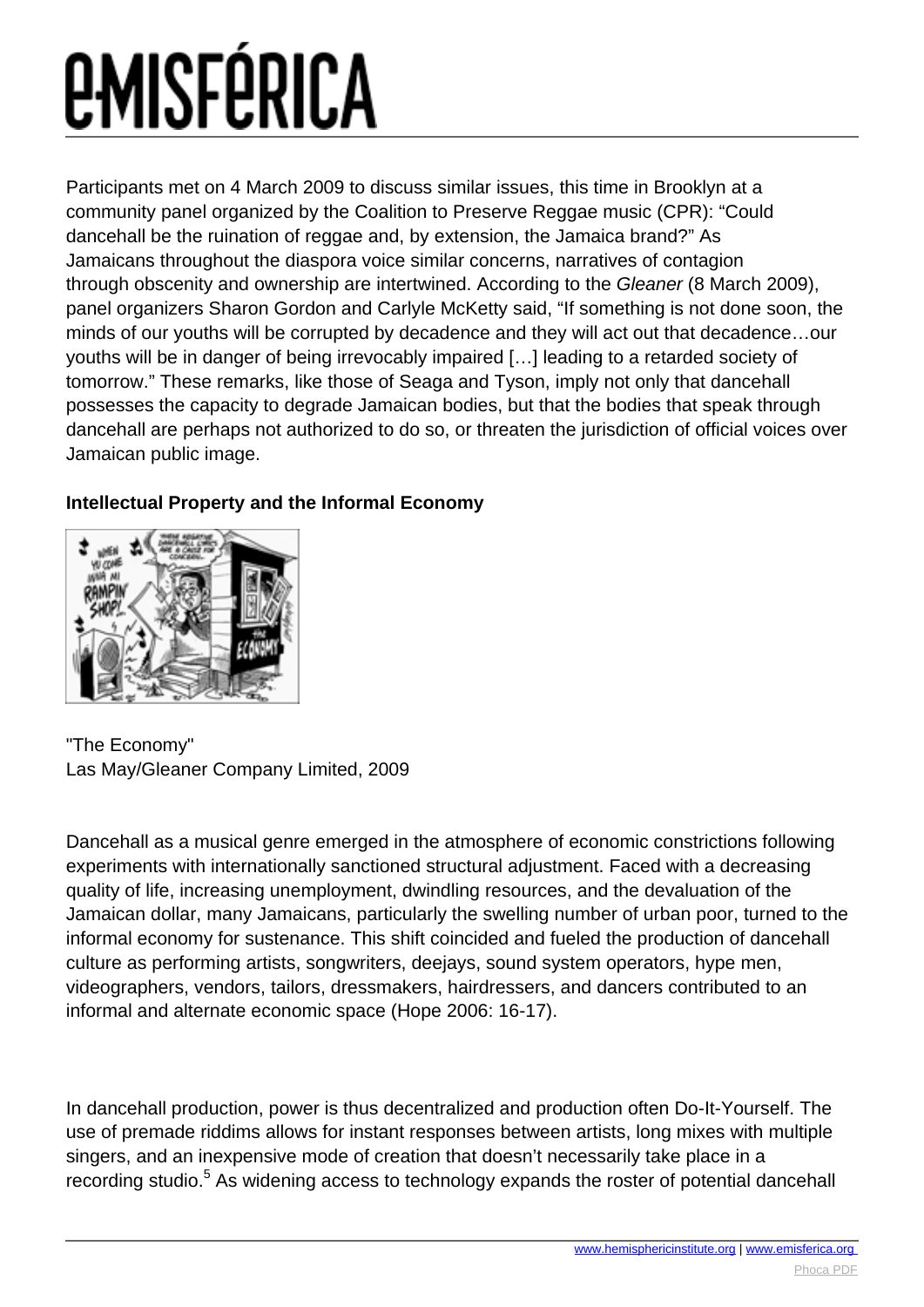Participants met on 4 March 2009 to discuss similar issues, this time in Brooklyn at a community panel organized by the Coalition to Preserve Reggae music (CPR): "Could dancehall be the ruination of reggae and, by extension, the Jamaica brand?" As Jamaicans throughout the diaspora voice similar concerns, narratives of contagion through obscenity and ownership are intertwined. According to the *Gleaner* (8 March 2009), panel organizers Sharon Gordon and Carlyle McKetty said, "If something is not done soon, the minds of our youths will be corrupted by decadence and they will act out that decadence…our youths will be in danger of being irrevocably impaired […] leading to a retarded society of tomorrow." These remarks, like those of Seaga and Tyson, imply not only that dancehall possesses the capacity to degrade Jamaican bodies, but that the bodies that speak through dancehall are perhaps not authorized to do so, or threaten the jurisdiction of official voices over Jamaican public image.

**Intellectual Property and the Informal Economy**

"The Economy"
Las May/Gleaner Company Limited, 2009

Dancehall as a musical genre emerged in the atmosphere of economic constrictions following experiments with internationally sanctioned structural adjustment. Faced with a decreasing quality of life, increasing unemployment, dwindling resources, and the devaluation of the Jamaican dollar, many Jamaicans, particularly the swelling number of urban poor, turned to the informal economy for sustenance. This shift coincided and fueled the production of dancehall culture as performing artists, songwriters, deejays, sound system operators, hype men, videographers, vendors, tailors, dressmakers, hairdressers, and dancers contributed to an informal and alternate economic space (Hope 2006: 16-17).

In dancehall production, power is thus decentralized and production often Do-It-Yourself. The use of premade riddims allows for instant responses between artists, long mixes with multiple singers, and an inexpensive mode of creation that doesn't necessarily take place in a recording studio.[5] As widening access to technology expands the roster of potential dancehall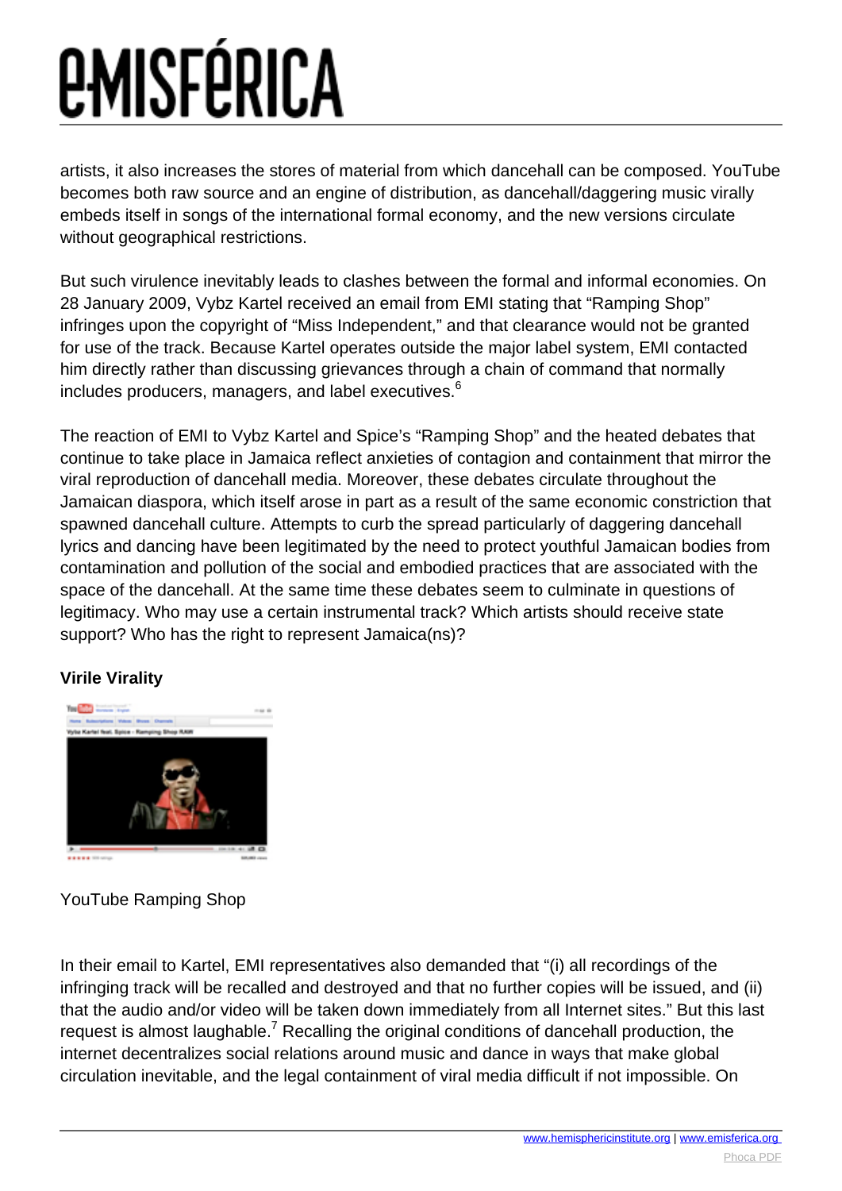artists, it also increases the stores of material from which dancehall can be composed. YouTube becomes both raw source and an engine of distribution, as dancehall/daggering music virally embeds itself in songs of the international formal economy, and the new versions circulate without geographical restrictions.

But such virulence inevitably leads to clashes between the formal and informal economies. On 28 January 2009, Vybz Kartel received an email from EMI stating that "Ramping Shop" infringes upon the copyright of "Miss Independent," and that clearance would not be granted for use of the track. Because Kartel operates outside the major label system, EMI contacted him directly rather than discussing grievances through a chain of command that normally includes producers, managers, and label executives.[6]

The reaction of EMI to Vybz Kartel and Spice's "Ramping Shop" and the heated debates that continue to take place in Jamaica reflect anxieties of contagion and containment that mirror the viral reproduction of dancehall media. Moreover, these debates circulate throughout the Jamaican diaspora, which itself arose in part as a result of the same economic constriction that spawned dancehall culture. Attempts to curb the spread particularly of daggering dancehall lyrics and dancing have been legitimated by the need to protect youthful Jamaican bodies from contamination and pollution of the social and embodied practices that are associated with the space of the dancehall. At the same time these debates seem to culminate in questions of legitimacy. Who may use a certain instrumental track? Which artists should receive state support? Who has the right to represent Jamaica(ns)?

**Virile Virality**

YouTube Ramping Shop

In their email to Kartel, EMI representatives also demanded that "(i) all recordings of the infringing track will be recalled and destroyed and that no further copies will be issued, and (ii) that the audio and/or video will be taken down immediately from all Internet sites." But this last request is almost laughable.[7] Recalling the original conditions of dancehall production, the internet decentralizes social relations around music and dance in ways that make global circulation inevitable, and the legal containment of viral media difficult if not impossible. On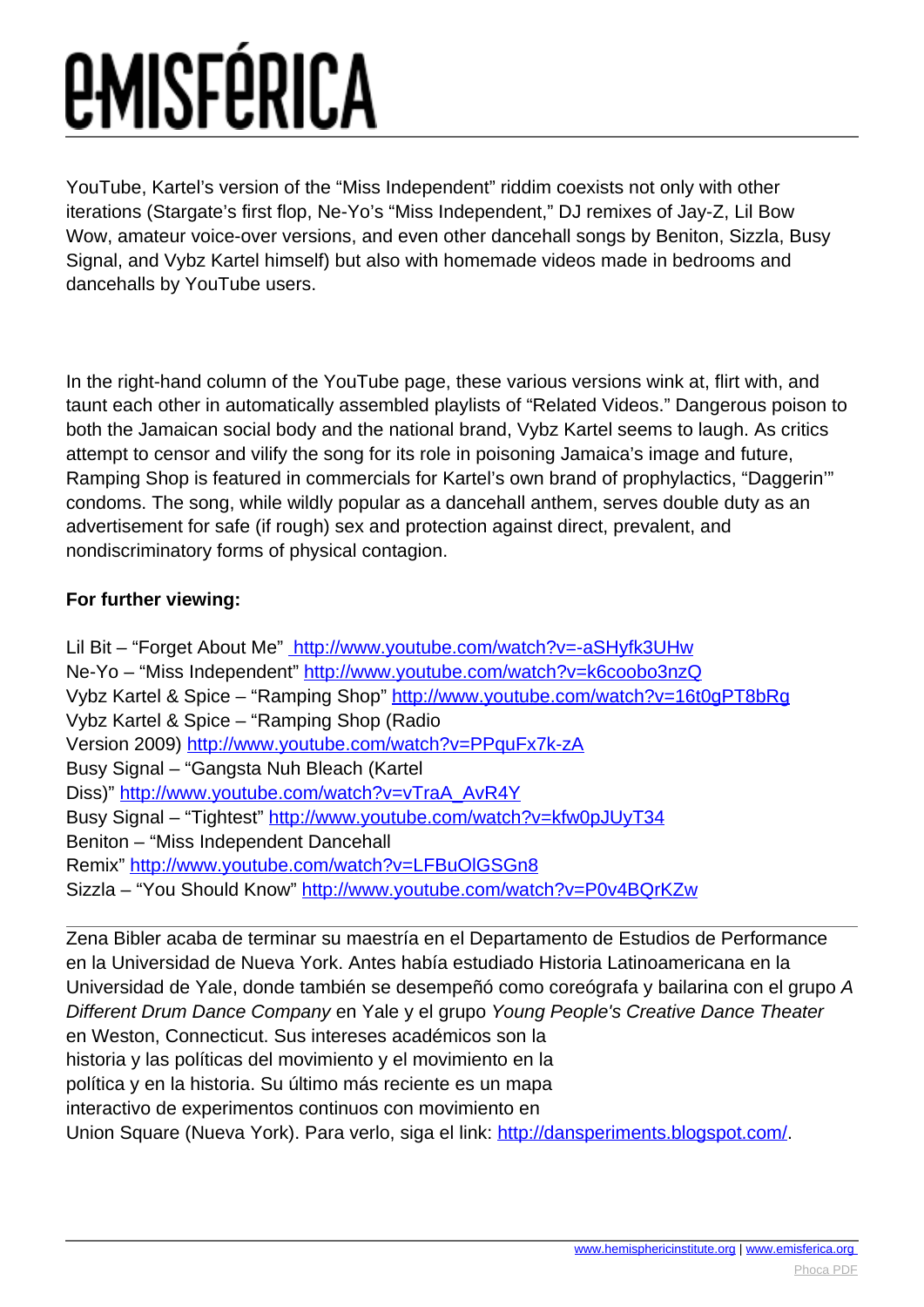YouTube, Kartel's version of the "Miss Independent" riddim coexists not only with other iterations (Stargate's first flop, Ne-Yo's "Miss Independent," DJ remixes of Jay-Z, Lil Bow Wow, amateur voice-over versions, and even other dancehall songs by Beniton, Sizzla, Busy Signal, and Vybz Kartel himself) but also with homemade videos made in bedrooms and dancehalls by YouTube users.

In the right-hand column of the YouTube page, these various versions wink at, flirt with, and taunt each other in automatically assembled playlists of "Related Videos." Dangerous poison to both the Jamaican social body and the national brand, Vybz Kartel seems to laugh. As critics attempt to censor and vilify the song for its role in poisoning Jamaica's image and future, Ramping Shop is featured in commercials for Kartel's own brand of prophylactics, "Daggerin'" condoms. The song, while wildly popular as a dancehall anthem, serves double duty as an advertisement for safe (if rough) sex and protection against direct, prevalent, and nondiscriminatory forms of physical contagion.

**For further viewing:**

Lil Bit – "Forget About Me" http://www.youtube.com/watch?v=-aSHyfk3UHw
Ne-Yo – "Miss Independent" http://www.youtube.com/watch?v=k6coobo3nzQ
Vybz Kartel & Spice – "Ramping Shop" http://www.youtube.com/watch?v=16t0gPT8bRg
Vybz Kartel & Spice – "Ramping Shop (Radio Version 2009) http://www.youtube.com/watch?v=PPquFx7k-zA
Busy Signal – "Gangsta Nuh Bleach (Kartel Diss)" http://www.youtube.com/watch?v=vTraA_AvR4Y
Busy Signal – "Tightest" http://www.youtube.com/watch?v=kfw0pJUyT34
Beniton – "Miss Independent Dancehall Remix" http://www.youtube.com/watch?v=LFBuOlGSGn8
Sizzla – "You Should Know" http://www.youtube.com/watch?v=P0v4BQrKZw

---

Zena Bibler acaba de terminar su maestría en el Departamento de Estudios de Performance en la Universidad de Nueva York. Antes había estudiado Historia Latinoamericana en la Universidad de Yale, donde también se desempeñó como coreógrafa y bailarina con el grupo *A Different Drum Dance Company* en Yale y el grupo *Young People's Creative Dance Theater* en Weston, Connecticut. Sus intereses académicos son la historia y las políticas del movimiento y el movimiento en la política y en la historia. Su último más reciente es un mapa interactivo de experimentos continuos con movimiento en Union Square (Nueva York). Para verlo, siga el link: http://dansperiments.blogspot.com/.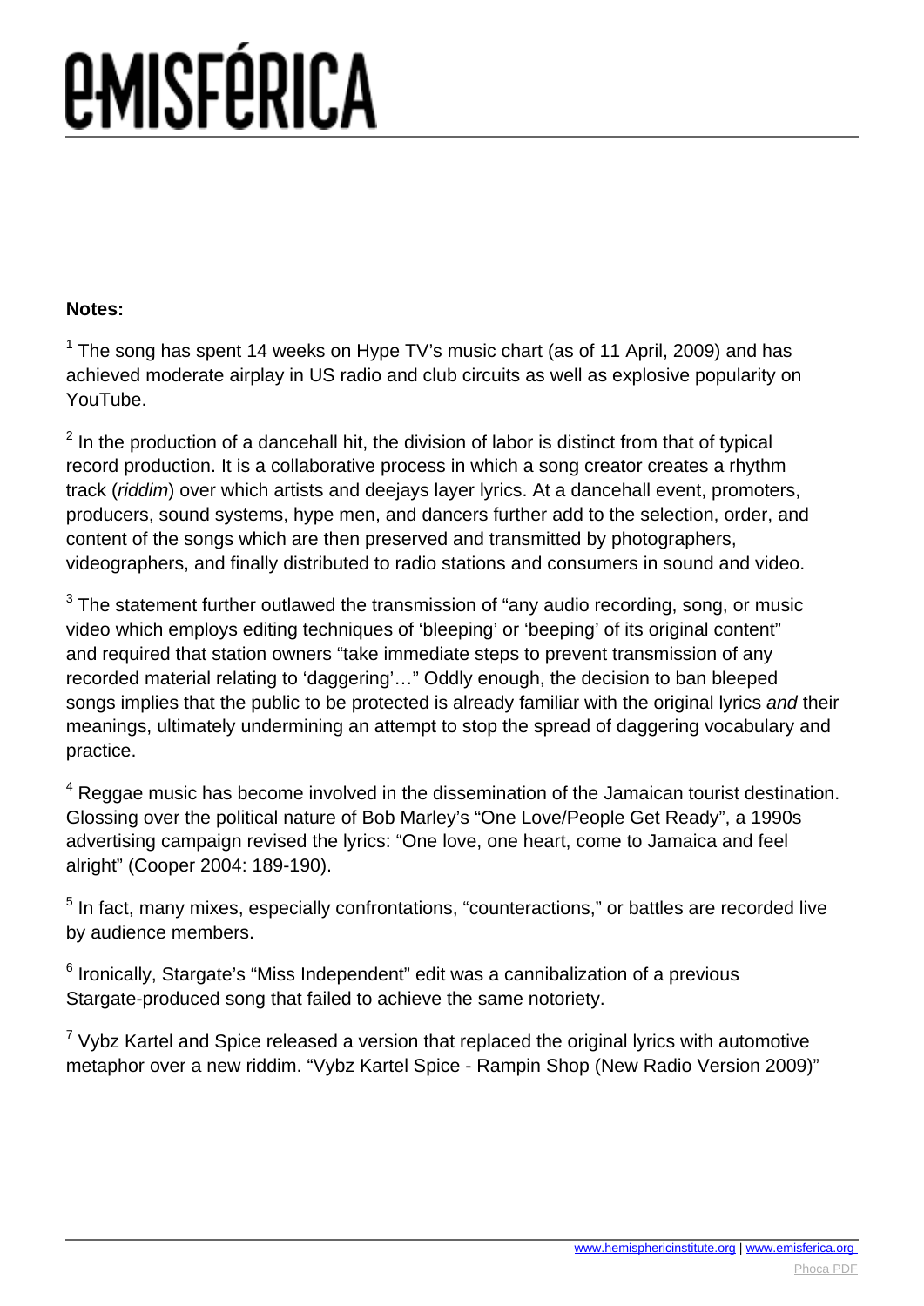**Notes:**

[1] The song has spent 14 weeks on Hype TV's music chart (as of 11 April, 2009) and has achieved moderate airplay in US radio and club circuits as well as explosive popularity on YouTube.

[2] In the production of a dancehall hit, the division of labor is distinct from that of typical record production. It is a collaborative process in which a song creator creates a rhythm track (*riddim*) over which artists and deejays layer lyrics. At a dancehall event, promoters, producers, sound systems, hype men, and dancers further add to the selection, order, and content of the songs which are then preserved and transmitted by photographers, videographers, and finally distributed to radio stations and consumers in sound and video.

[3] The statement further outlawed the transmission of "any audio recording, song, or music video which employs editing techniques of 'bleeping' or 'beeping' of its original content" and required that station owners "take immediate steps to prevent transmission of any recorded material relating to 'daggering'…" Oddly enough, the decision to ban bleeped songs implies that the public to be protected is already familiar with the original lyrics *and* their meanings, ultimately undermining an attempt to stop the spread of daggering vocabulary and practice.

[4] Reggae music has become involved in the dissemination of the Jamaican tourist destination. Glossing over the political nature of Bob Marley's "One Love/People Get Ready", a 1990s advertising campaign revised the lyrics: "One love, one heart, come to Jamaica and feel alright" (Cooper 2004: 189-190).

[5] In fact, many mixes, especially confrontations, "counteractions," or battles are recorded live by audience members.

[6] Ironically, Stargate's "Miss Independent" edit was a cannibalization of a previous Stargate-produced song that failed to achieve the same notoriety.

[7] Vybz Kartel and Spice released a version that replaced the original lyrics with automotive metaphor over a new riddim. "Vybz Kartel Spice - Rampin Shop (New Radio Version 2009)"